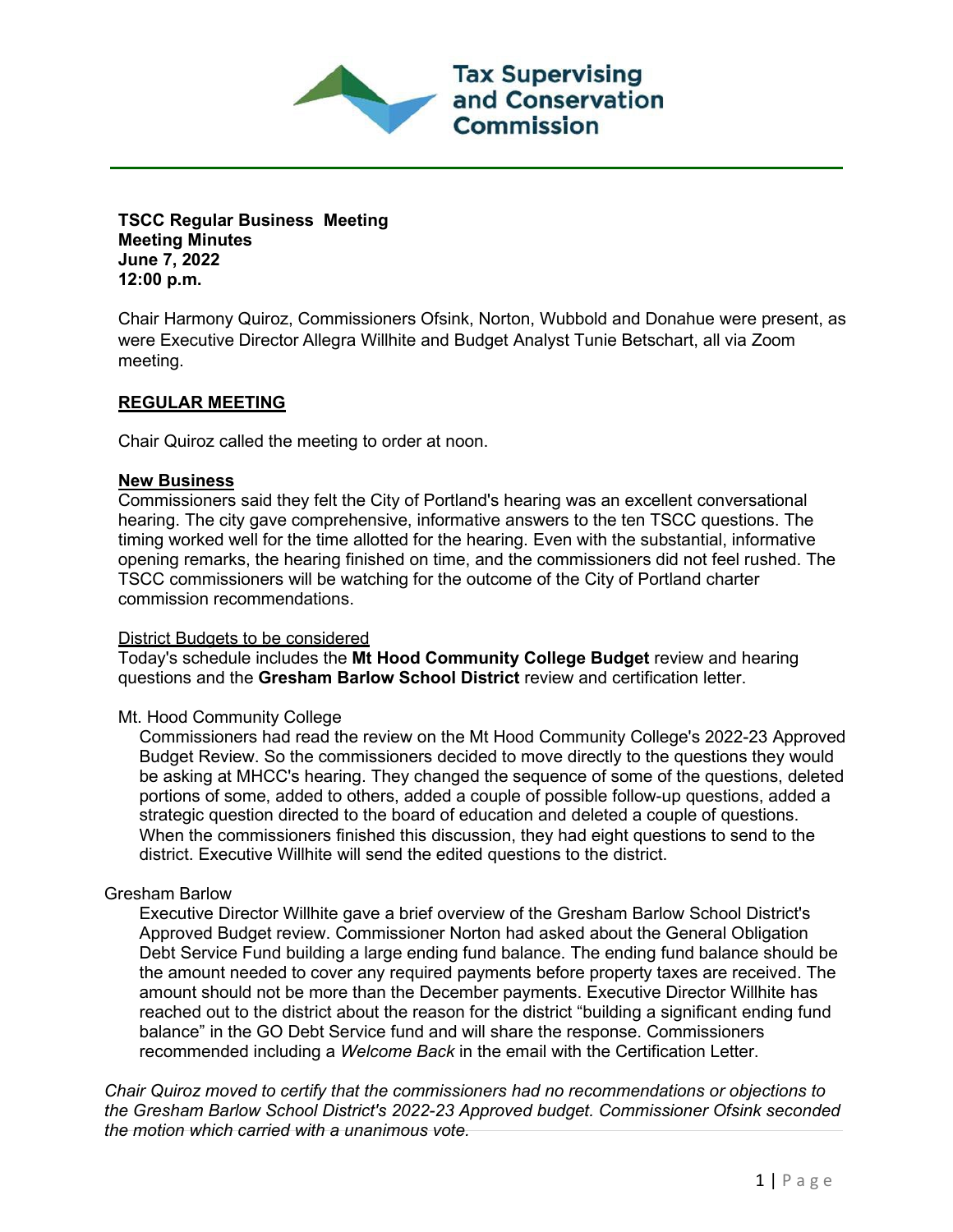**TSCC Regular Business Meeting**
**Meeting Minutes**
**June 7, 2022**
**12:00 p.m.**

Chair Harmony Quiroz, Commissioners Ofsink, Norton, Wubbold and Donahue were present, as were Executive Director Allegra Willhite and Budget Analyst Tunie Betschart, all via Zoom meeting.

## REGULAR MEETING

Chair Quiroz called the meeting to order at noon.

### New Business

Commissioners said they felt the City of Portland's hearing was an excellent conversational hearing. The city gave comprehensive, informative answers to the ten TSCC questions. The timing worked well for the time allotted for the hearing. Even with the substantial, informative opening remarks, the hearing finished on time, and the commissioners did not feel rushed. The TSCC commissioners will be watching for the outcome of the City of Portland charter commission recommendations.

District Budgets to be considered

Today's schedule includes the **Mt Hood Community College Budget** review and hearing questions and the **Gresham Barlow School District** review and certification letter.

Mt. Hood Community College

Commissioners had read the review on the Mt Hood Community College's 2022-23 Approved Budget Review. So the commissioners decided to move directly to the questions they would be asking at MHCC's hearing. They changed the sequence of some of the questions, deleted portions of some, added to others, added a couple of possible follow-up questions, added a strategic question directed to the board of education and deleted a couple of questions. When the commissioners finished this discussion, they had eight questions to send to the district. Executive Willhite will send the edited questions to the district.

Gresham Barlow

Executive Director Willhite gave a brief overview of the Gresham Barlow School District's Approved Budget review. Commissioner Norton had asked about the General Obligation Debt Service Fund building a large ending fund balance. The ending fund balance should be the amount needed to cover any required payments before property taxes are received. The amount should not be more than the December payments. Executive Director Willhite has reached out to the district about the reason for the district "building a significant ending fund balance" in the GO Debt Service fund and will share the response. Commissioners recommended including a *Welcome Back* in the email with the Certification Letter.

*Chair Quiroz moved to certify that the commissioners had no recommendations or objections to the Gresham Barlow School District's 2022-23 Approved budget. Commissioner Ofsink seconded the motion which carried with a unanimous vote.*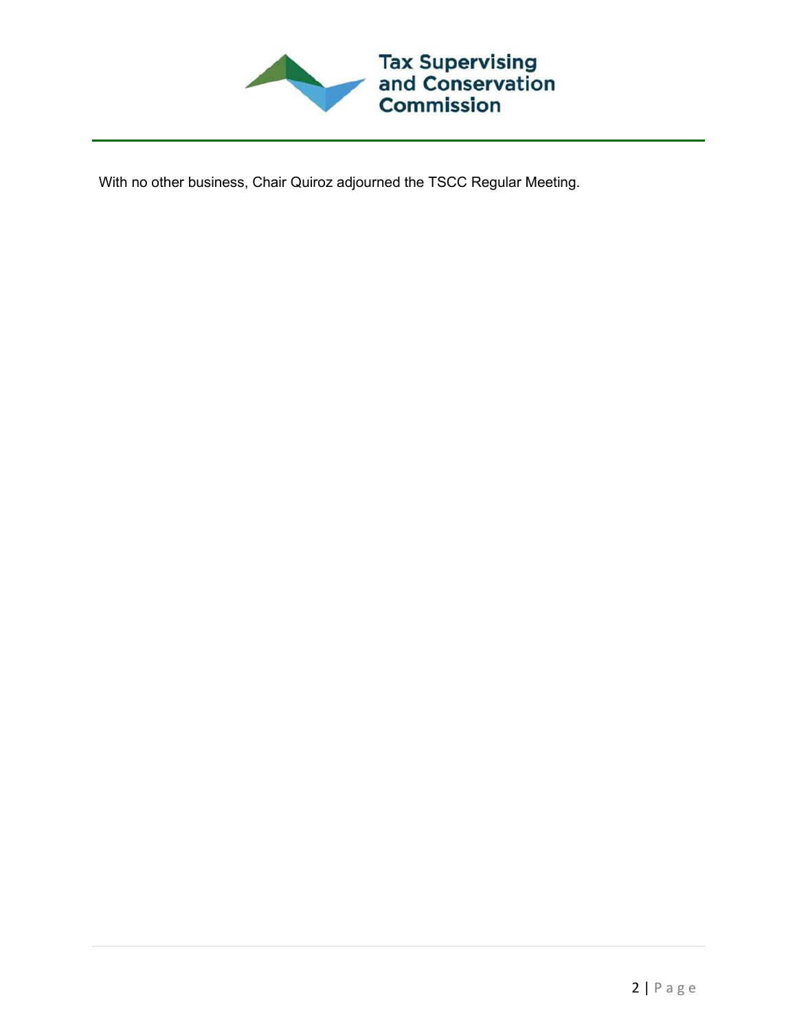With no other business, Chair Quiroz adjourned the TSCC Regular Meeting.